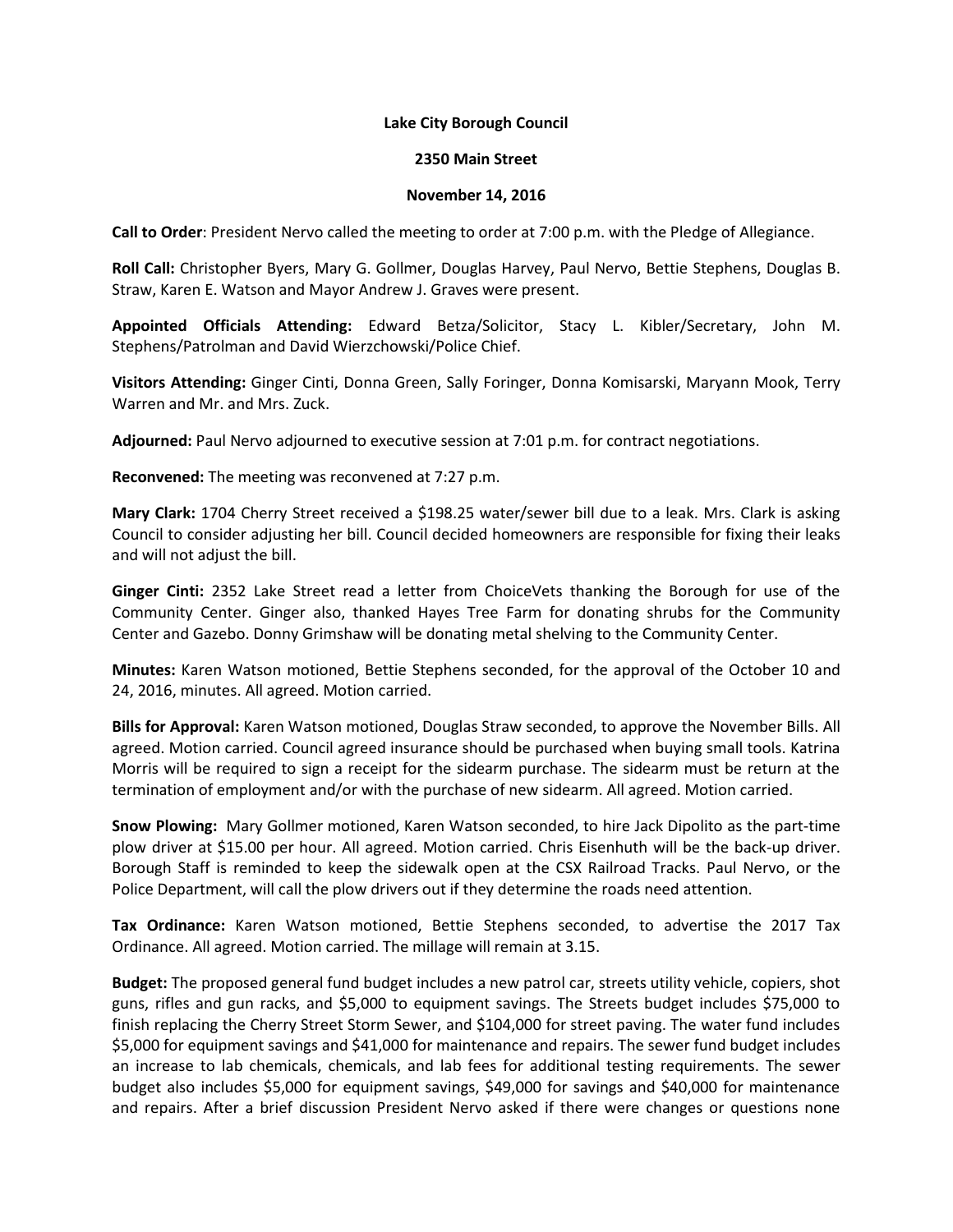**Lake City Borough Council**

**2350 Main Street**

**November 14, 2016**

**Call to Order**: President Nervo called the meeting to order at 7:00 p.m. with the Pledge of Allegiance.

**Roll Call:** Christopher Byers, Mary G. Gollmer, Douglas Harvey, Paul Nervo, Bettie Stephens, Douglas B. Straw, Karen E. Watson and Mayor Andrew J. Graves were present.

**Appointed Officials Attending:** Edward Betza/Solicitor, Stacy L. Kibler/Secretary, John M. Stephens/Patrolman and David Wierzchowski/Police Chief.

**Visitors Attending:** Ginger Cinti, Donna Green, Sally Foringer, Donna Komisarski, Maryann Mook, Terry Warren and Mr. and Mrs. Zuck.

**Adjourned:** Paul Nervo adjourned to executive session at 7:01 p.m. for contract negotiations.

**Reconvened:** The meeting was reconvened at 7:27 p.m.

**Mary Clark:** 1704 Cherry Street received a $198.25 water/sewer bill due to a leak. Mrs. Clark is asking Council to consider adjusting her bill. Council decided homeowners are responsible for fixing their leaks and will not adjust the bill.

**Ginger Cinti:** 2352 Lake Street read a letter from ChoiceVets thanking the Borough for use of the Community Center. Ginger also, thanked Hayes Tree Farm for donating shrubs for the Community Center and Gazebo. Donny Grimshaw will be donating metal shelving to the Community Center.

**Minutes:** Karen Watson motioned, Bettie Stephens seconded, for the approval of the October 10 and 24, 2016, minutes. All agreed. Motion carried.

**Bills for Approval:** Karen Watson motioned, Douglas Straw seconded, to approve the November Bills. All agreed. Motion carried. Council agreed insurance should be purchased when buying small tools. Katrina Morris will be required to sign a receipt for the sidearm purchase. The sidearm must be return at the termination of employment and/or with the purchase of new sidearm. All agreed. Motion carried.

**Snow Plowing:** Mary Gollmer motioned, Karen Watson seconded, to hire Jack Dipolito as the part-time plow driver at $15.00 per hour. All agreed. Motion carried. Chris Eisenhuth will be the back-up driver. Borough Staff is reminded to keep the sidewalk open at the CSX Railroad Tracks. Paul Nervo, or the Police Department, will call the plow drivers out if they determine the roads need attention.

**Tax Ordinance:** Karen Watson motioned, Bettie Stephens seconded, to advertise the 2017 Tax Ordinance. All agreed. Motion carried. The millage will remain at 3.15.

**Budget:** The proposed general fund budget includes a new patrol car, streets utility vehicle, copiers, shot guns, rifles and gun racks, and $5,000 to equipment savings. The Streets budget includes $75,000 to finish replacing the Cherry Street Storm Sewer, and $104,000 for street paving. The water fund includes $5,000 for equipment savings and $41,000 for maintenance and repairs. The sewer fund budget includes an increase to lab chemicals, chemicals, and lab fees for additional testing requirements. The sewer budget also includes $5,000 for equipment savings, $49,000 for savings and $40,000 for maintenance and repairs. After a brief discussion President Nervo asked if there were changes or questions none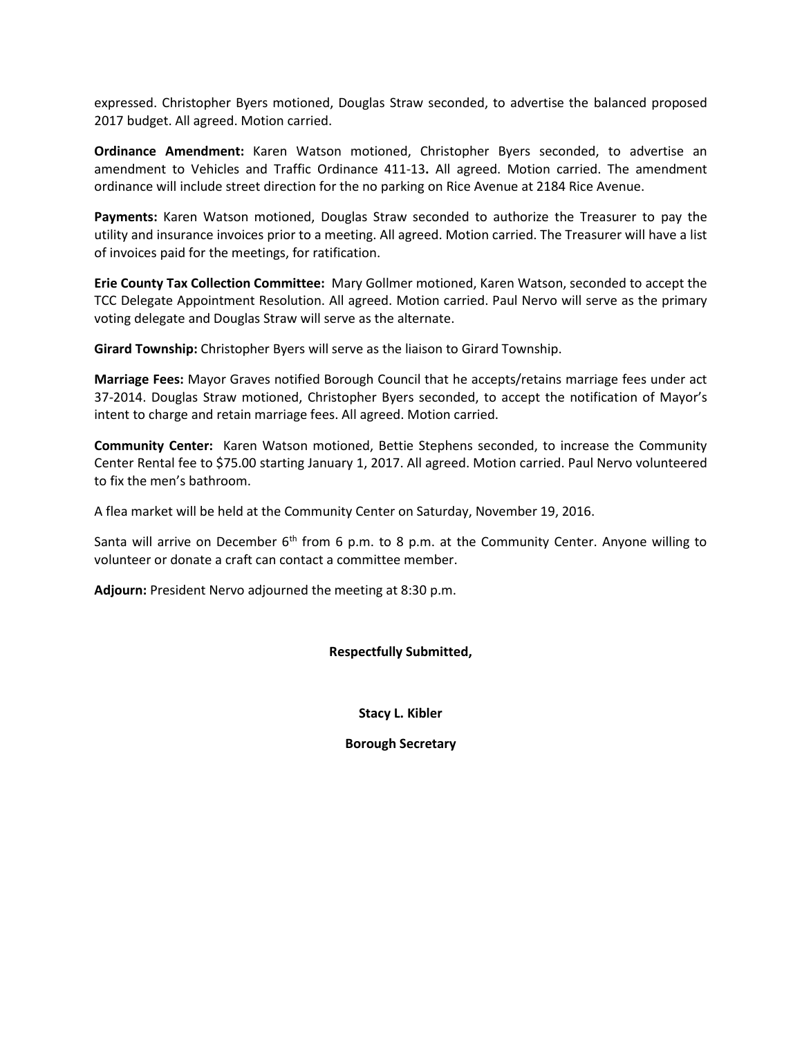expressed. Christopher Byers motioned, Douglas Straw seconded, to advertise the balanced proposed 2017 budget. All agreed. Motion carried.

**Ordinance Amendment:** Karen Watson motioned, Christopher Byers seconded, to advertise an amendment to Vehicles and Traffic Ordinance 411-13**.** All agreed. Motion carried. The amendment ordinance will include street direction for the no parking on Rice Avenue at 2184 Rice Avenue.

**Payments:** Karen Watson motioned, Douglas Straw seconded to authorize the Treasurer to pay the utility and insurance invoices prior to a meeting. All agreed. Motion carried. The Treasurer will have a list of invoices paid for the meetings, for ratification.

**Erie County Tax Collection Committee:** Mary Gollmer motioned, Karen Watson, seconded to accept the TCC Delegate Appointment Resolution. All agreed. Motion carried. Paul Nervo will serve as the primary voting delegate and Douglas Straw will serve as the alternate.

**Girard Township:** Christopher Byers will serve as the liaison to Girard Township.

**Marriage Fees:** Mayor Graves notified Borough Council that he accepts/retains marriage fees under act 37-2014. Douglas Straw motioned, Christopher Byers seconded, to accept the notification of Mayor's intent to charge and retain marriage fees. All agreed. Motion carried.

**Community Center:** Karen Watson motioned, Bettie Stephens seconded, to increase the Community Center Rental fee to $75.00 starting January 1, 2017. All agreed. Motion carried. Paul Nervo volunteered to fix the men's bathroom.

A flea market will be held at the Community Center on Saturday, November 19, 2016.

Santa will arrive on December 6th from 6 p.m. to 8 p.m. at the Community Center. Anyone willing to volunteer or donate a craft can contact a committee member.

**Adjourn:** President Nervo adjourned the meeting at 8:30 p.m.

**Respectfully Submitted,**

**Stacy L. Kibler**

**Borough Secretary**